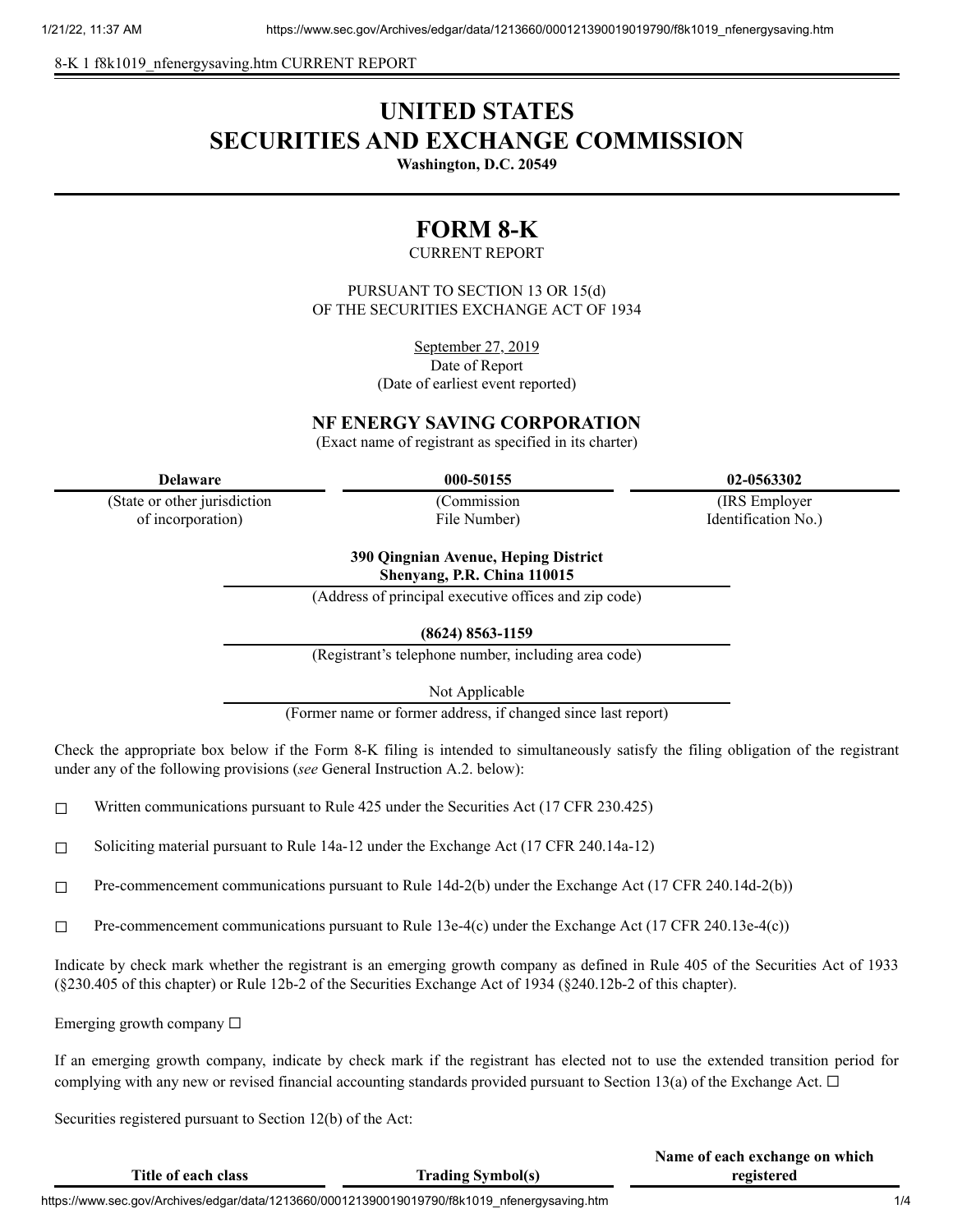8-K 1 f8k1019_nfenergysaving.htm CURRENT REPORT

# UNITED STATES
# SECURITIES AND EXCHANGE COMMISSION

**Washington, D.C. 20549**

# FORM 8-K

CURRENT REPORT

PURSUANT TO SECTION 13 OR 15(d)
OF THE SECURITIES EXCHANGE ACT OF 1934

September 27, 2019
Date of Report
(Date of earliest event reported)

**NF ENERGY SAVING CORPORATION**
(Exact name of registrant as specified in its charter)

| **Delaware** | **000-50155** | **02-0563302** |
|---|---|---|
| (State or other jurisdiction of incorporation) | (Commission File Number) | (IRS Employer Identification No.) |

**390 Qingnian Avenue, Heping District**
**Shenyang, P.R. China 110015**
(Address of principal executive offices and zip code)

**(8624) 8563-1159**
(Registrant's telephone number, including area code)

Not Applicable
(Former name or former address, if changed since last report)

Check the appropriate box below if the Form 8-K filing is intended to simultaneously satisfy the filing obligation of the registrant under any of the following provisions (*see* General Instruction A.2. below):

☐ Written communications pursuant to Rule 425 under the Securities Act (17 CFR 230.425)

☐ Soliciting material pursuant to Rule 14a-12 under the Exchange Act (17 CFR 240.14a-12)

☐ Pre-commencement communications pursuant to Rule 14d-2(b) under the Exchange Act (17 CFR 240.14d-2(b))

☐ Pre-commencement communications pursuant to Rule 13e-4(c) under the Exchange Act (17 CFR 240.13e-4(c))

Indicate by check mark whether the registrant is an emerging growth company as defined in Rule 405 of the Securities Act of 1933 (§230.405 of this chapter) or Rule 12b-2 of the Securities Exchange Act of 1934 (§240.12b-2 of this chapter).

Emerging growth company ☐

If an emerging growth company, indicate by check mark if the registrant has elected not to use the extended transition period for complying with any new or revised financial accounting standards provided pursuant to Section 13(a) of the Exchange Act. ☐

Securities registered pursuant to Section 12(b) of the Act:

| **Title of each class** | **Trading Symbol(s)** | **Name of each exchange on which registered** |
|---|---|---|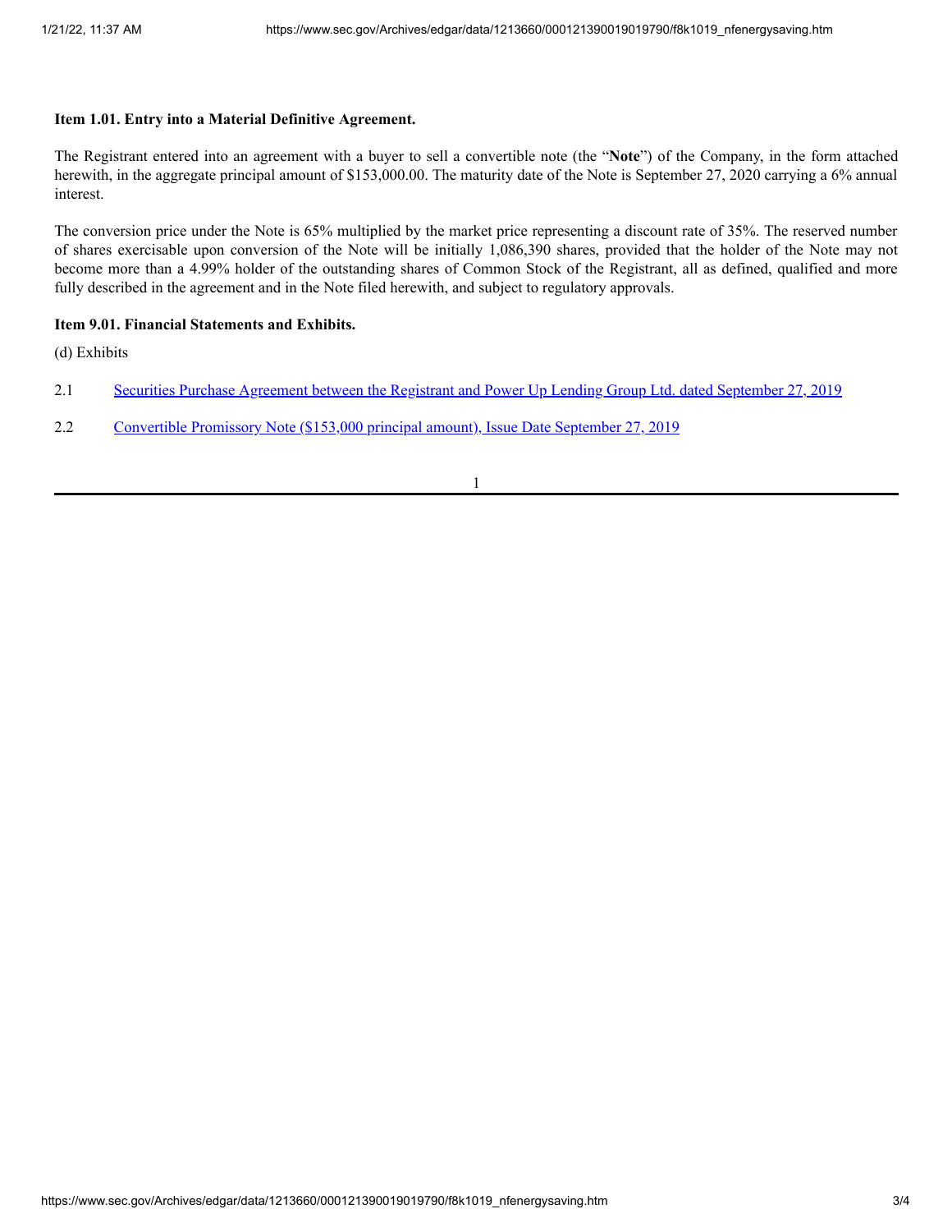**Item 1.01. Entry into a Material Definitive Agreement.**

The Registrant entered into an agreement with a buyer to sell a convertible note (the "**Note**") of the Company, in the form attached herewith, in the aggregate principal amount of $153,000.00. The maturity date of the Note is September 27, 2020 carrying a 6% annual interest.

The conversion price under the Note is 65% multiplied by the market price representing a discount rate of 35%. The reserved number of shares exercisable upon conversion of the Note will be initially 1,086,390 shares, provided that the holder of the Note may not become more than a 4.99% holder of the outstanding shares of Common Stock of the Registrant, all as defined, qualified and more fully described in the agreement and in the Note filed herewith, and subject to regulatory approvals.

**Item 9.01. Financial Statements and Exhibits.**

(d) Exhibits

2.1 Securities Purchase Agreement between the Registrant and Power Up Lending Group Ltd. dated September 27, 2019

2.2 Convertible Promissory Note ($153,000 principal amount), Issue Date September 27, 2019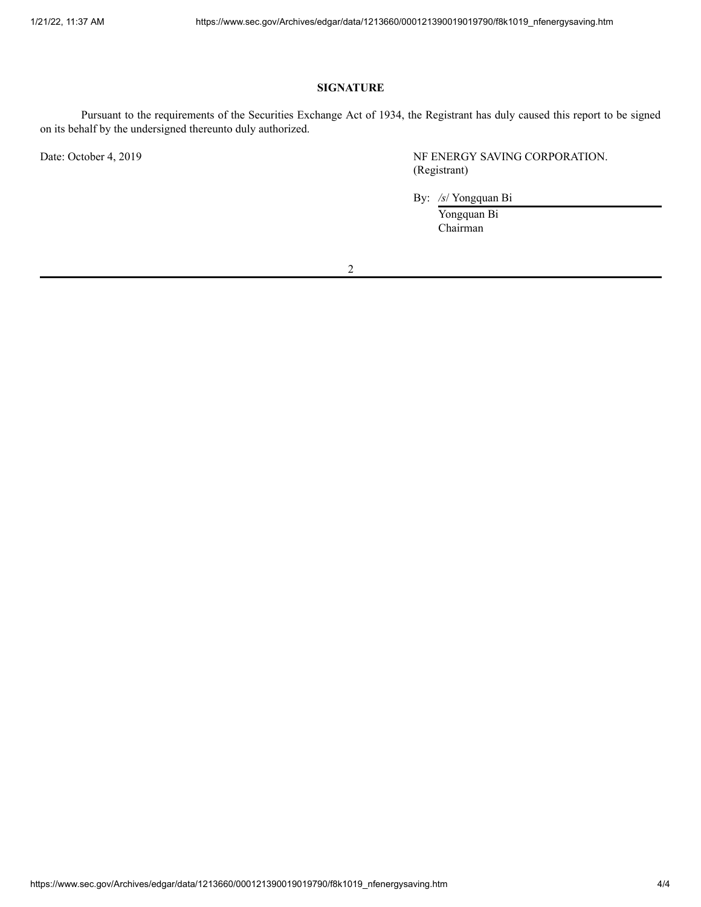**SIGNATURE**

Pursuant to the requirements of the Securities Exchange Act of 1934, the Registrant has duly caused this report to be signed on its behalf by the undersigned thereunto duly authorized.

Date: October 4, 2019

NF ENERGY SAVING CORPORATION.
(Registrant)

By: */s/* Yongquan Bi
Yongquan Bi
Chairman